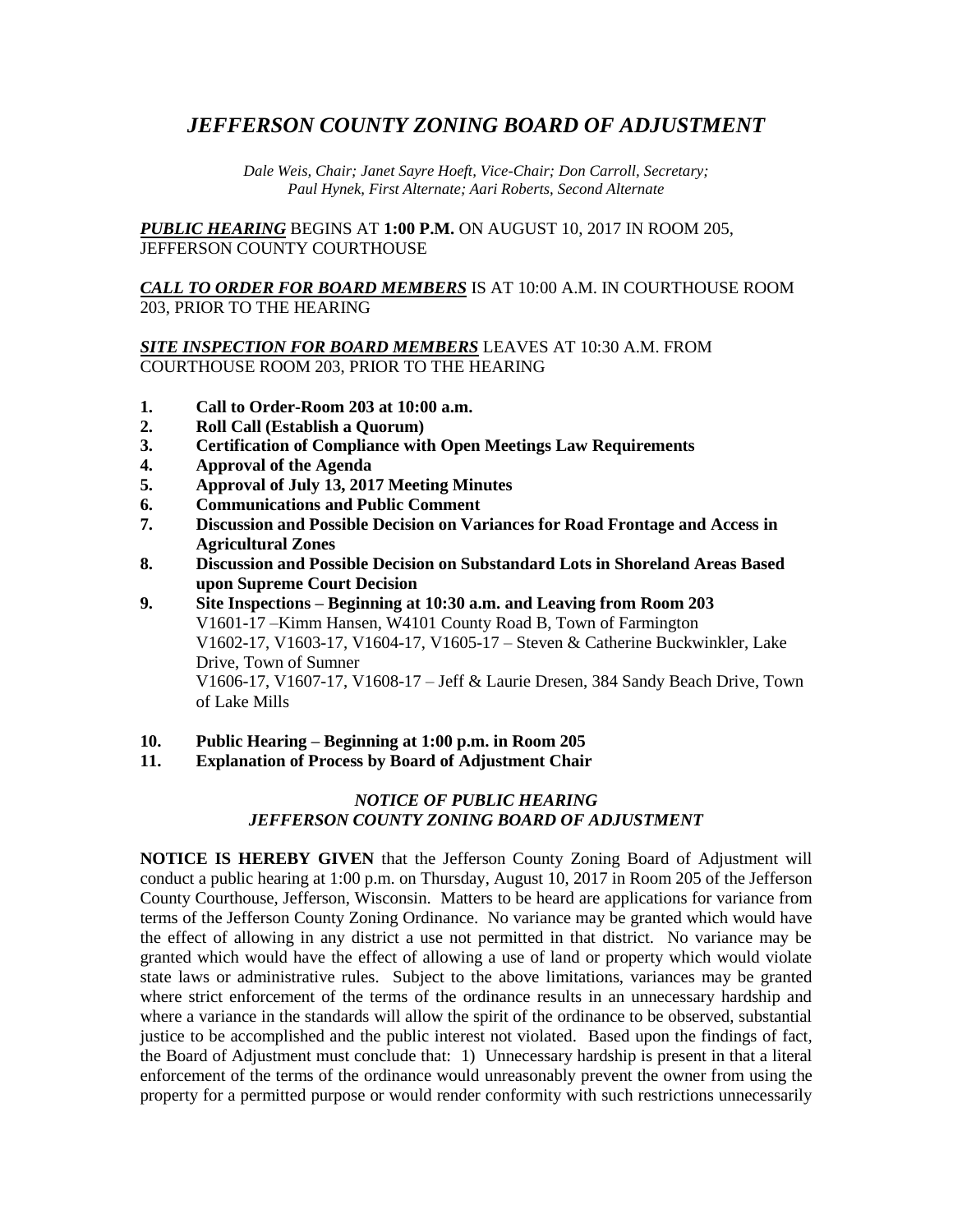# *JEFFERSON COUNTY ZONING BOARD OF ADJUSTMENT*

*Dale Weis, Chair; Janet Sayre Hoeft, Vice-Chair; Don Carroll, Secretary; Paul Hynek, First Alternate; Aari Roberts, Second Alternate*

***PUBLIC HEARING*** BEGINS AT **1:00 P.M.** ON AUGUST 10, 2017 IN ROOM 205, JEFFERSON COUNTY COURTHOUSE

***CALL TO ORDER FOR BOARD MEMBERS*** IS AT 10:00 A.M. IN COURTHOUSE ROOM 203, PRIOR TO THE HEARING

***SITE INSPECTION FOR BOARD MEMBERS*** LEAVES AT 10:30 A.M. FROM COURTHOUSE ROOM 203, PRIOR TO THE HEARING

1. **Call to Order-Room 203 at 10:00 a.m.**
2. **Roll Call (Establish a Quorum)**
3. **Certification of Compliance with Open Meetings Law Requirements**
4. **Approval of the Agenda**
5. **Approval of July 13, 2017 Meeting Minutes**
6. **Communications and Public Comment**
7. **Discussion and Possible Decision on Variances for Road Frontage and Access in Agricultural Zones**
8. **Discussion and Possible Decision on Substandard Lots in Shoreland Areas Based upon Supreme Court Decision**
9. **Site Inspections – Beginning at 10:30 a.m. and Leaving from Room 203**
   V1601-17 –Kimm Hansen, W4101 County Road B, Town of Farmington
   V1602-17, V1603-17, V1604-17, V1605-17 – Steven & Catherine Buckwinkler, Lake Drive, Town of Sumner
   V1606-17, V1607-17, V1608-17 – Jeff & Laurie Dresen, 384 Sandy Beach Drive, Town of Lake Mills
10. **Public Hearing – Beginning at 1:00 p.m. in Room 205**
11. **Explanation of Process by Board of Adjustment Chair**

### *NOTICE OF PUBLIC HEARING*
### *JEFFERSON COUNTY ZONING BOARD OF ADJUSTMENT*

**NOTICE IS HEREBY GIVEN** that the Jefferson County Zoning Board of Adjustment will conduct a public hearing at 1:00 p.m. on Thursday, August 10, 2017 in Room 205 of the Jefferson County Courthouse, Jefferson, Wisconsin. Matters to be heard are applications for variance from terms of the Jefferson County Zoning Ordinance. No variance may be granted which would have the effect of allowing in any district a use not permitted in that district. No variance may be granted which would have the effect of allowing a use of land or property which would violate state laws or administrative rules. Subject to the above limitations, variances may be granted where strict enforcement of the terms of the ordinance results in an unnecessary hardship and where a variance in the standards will allow the spirit of the ordinance to be observed, substantial justice to be accomplished and the public interest not violated. Based upon the findings of fact, the Board of Adjustment must conclude that: 1) Unnecessary hardship is present in that a literal enforcement of the terms of the ordinance would unreasonably prevent the owner from using the property for a permitted purpose or would render conformity with such restrictions unnecessarily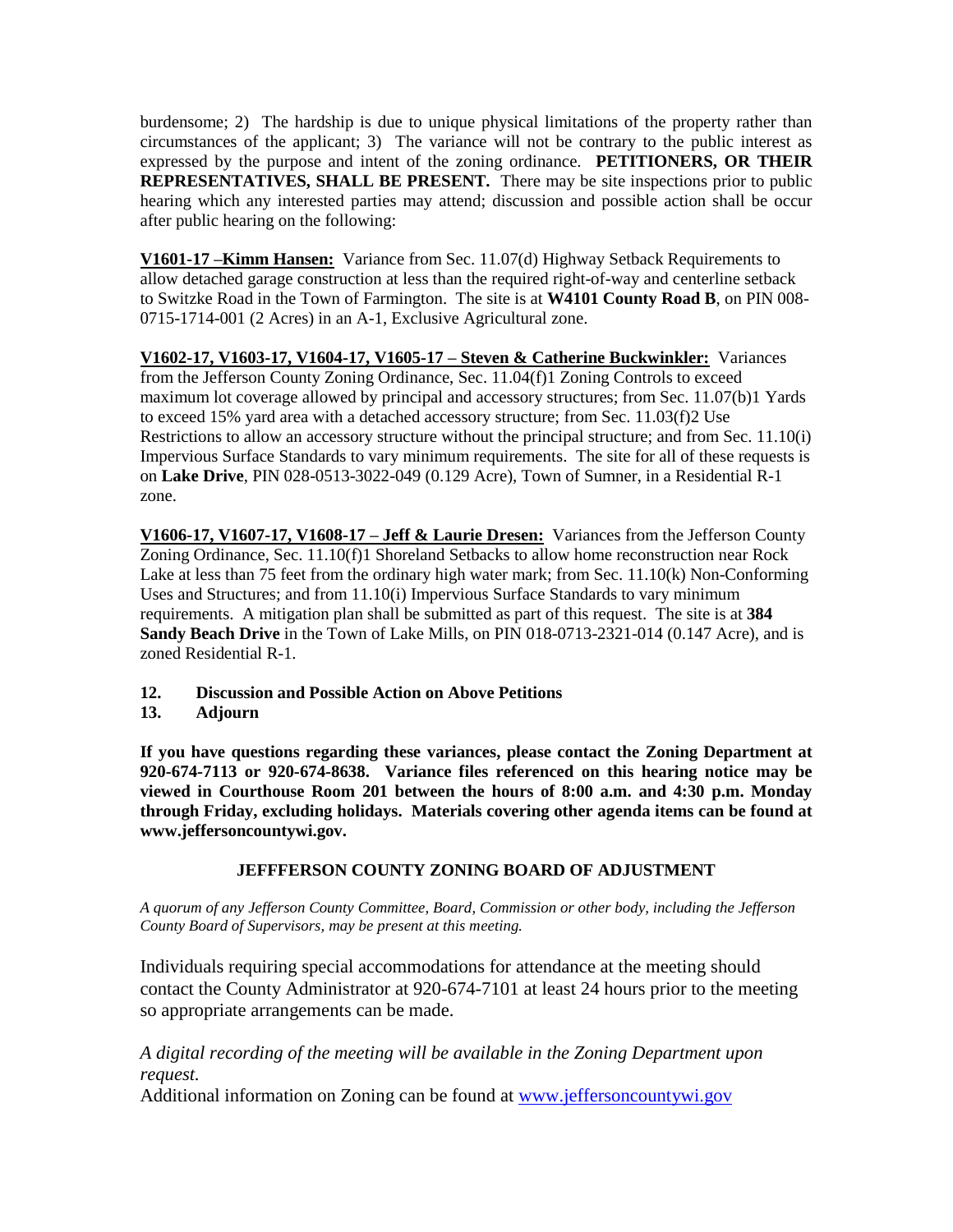burdensome; 2) The hardship is due to unique physical limitations of the property rather than circumstances of the applicant; 3) The variance will not be contrary to the public interest as expressed by the purpose and intent of the zoning ordinance. **PETITIONERS, OR THEIR REPRESENTATIVES, SHALL BE PRESENT.** There may be site inspections prior to public hearing which any interested parties may attend; discussion and possible action shall be occur after public hearing on the following:

**V1601-17 –Kimm Hansen:** Variance from Sec. 11.07(d) Highway Setback Requirements to allow detached garage construction at less than the required right-of-way and centerline setback to Switzke Road in the Town of Farmington. The site is at **W4101 County Road B**, on PIN 008-0715-1714-001 (2 Acres) in an A-1, Exclusive Agricultural zone.

**V1602-17, V1603-17, V1604-17, V1605-17 – Steven & Catherine Buckwinkler:** Variances from the Jefferson County Zoning Ordinance, Sec. 11.04(f)1 Zoning Controls to exceed maximum lot coverage allowed by principal and accessory structures; from Sec. 11.07(b)1 Yards to exceed 15% yard area with a detached accessory structure; from Sec. 11.03(f)2 Use Restrictions to allow an accessory structure without the principal structure; and from Sec. 11.10(i) Impervious Surface Standards to vary minimum requirements. The site for all of these requests is on **Lake Drive**, PIN 028-0513-3022-049 (0.129 Acre), Town of Sumner, in a Residential R-1 zone.

**V1606-17, V1607-17, V1608-17 – Jeff & Laurie Dresen:** Variances from the Jefferson County Zoning Ordinance, Sec. 11.10(f)1 Shoreland Setbacks to allow home reconstruction near Rock Lake at less than 75 feet from the ordinary high water mark; from Sec. 11.10(k) Non-Conforming Uses and Structures; and from 11.10(i) Impervious Surface Standards to vary minimum requirements. A mitigation plan shall be submitted as part of this request. The site is at **384 Sandy Beach Drive** in the Town of Lake Mills, on PIN 018-0713-2321-014 (0.147 Acre), and is zoned Residential R-1.

**12. Discussion and Possible Action on Above Petitions**

**13. Adjourn**

**If you have questions regarding these variances, please contact the Zoning Department at 920-674-7113 or 920-674-8638. Variance files referenced on this hearing notice may be viewed in Courthouse Room 201 between the hours of 8:00 a.m. and 4:30 p.m. Monday through Friday, excluding holidays. Materials covering other agenda items can be found at www.jeffersoncountywi.gov.**

**JEFFFERSON COUNTY ZONING BOARD OF ADJUSTMENT**

*A quorum of any Jefferson County Committee, Board, Commission or other body, including the Jefferson County Board of Supervisors, may be present at this meeting.*

Individuals requiring special accommodations for attendance at the meeting should contact the County Administrator at 920-674-7101 at least 24 hours prior to the meeting so appropriate arrangements can be made.

*A digital recording of the meeting will be available in the Zoning Department upon request.*

Additional information on Zoning can be found at www.jeffersoncountywi.gov